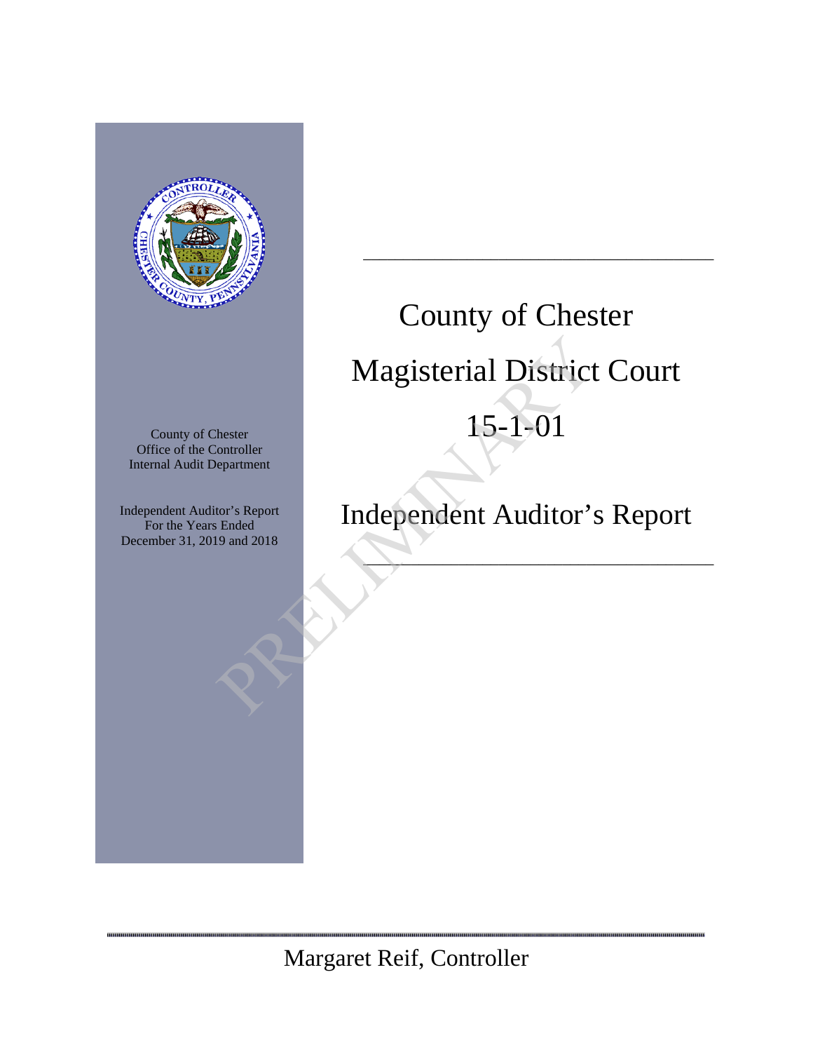County of Chester
Office of the Controller
Internal Audit Department

Independent Auditor's Report
For the Years Ended
December 31, 2019 and 2018

# County of Chester

# Magisterial District Court

# 15-1-01

## Independent Auditor's Report

PRELIMINARY

Margaret Reif, Controller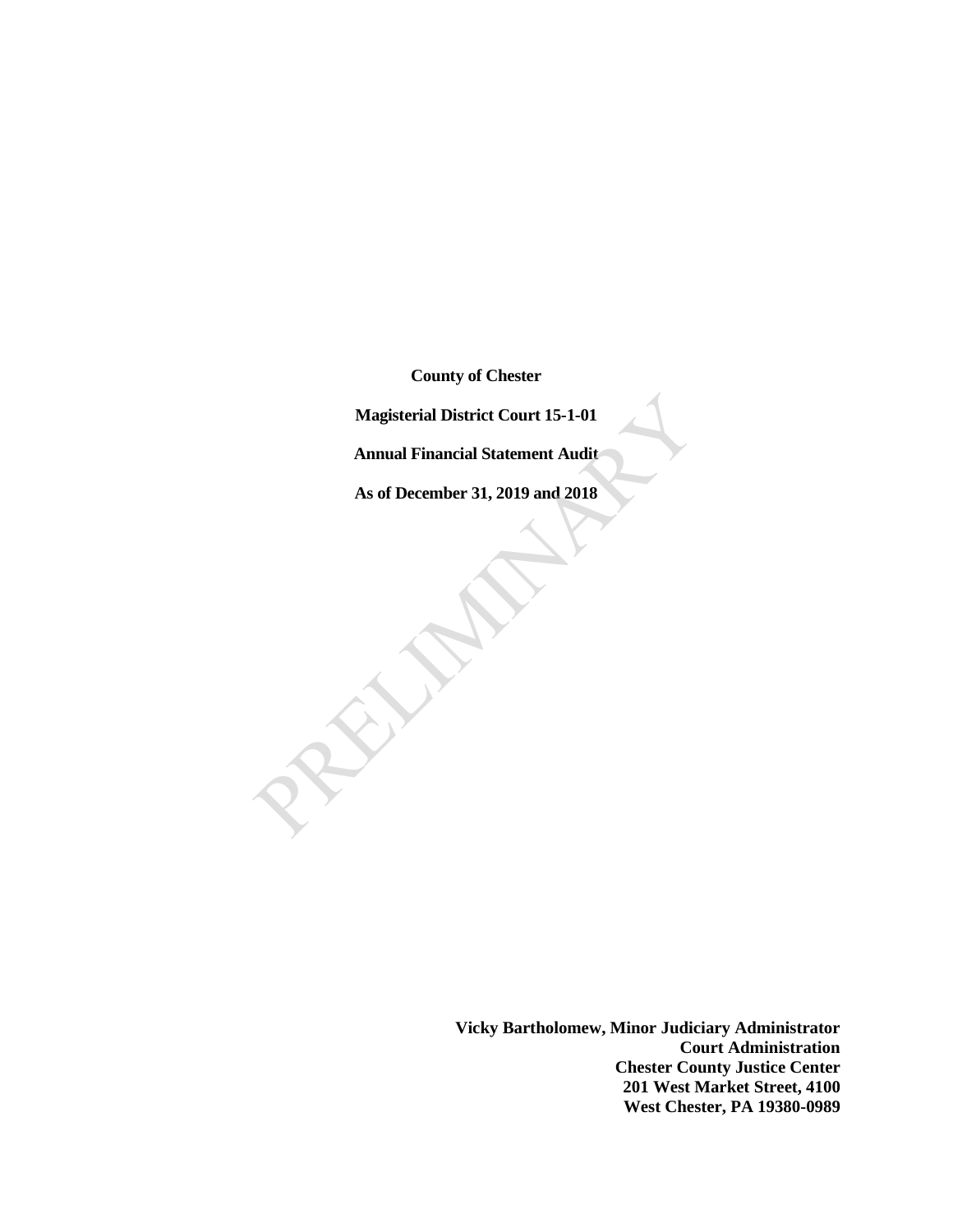**County of Chester**

**Magisterial District Court 15-1-01**

**Annual Financial Statement Audit**

**As of December 31, 2019 and 2018**

PRELIMINARY

**Vicky Bartholomew, Minor Judiciary Administrator**  
**Court Administration**  
**Chester County Justice Center**  
**201 West Market Street, 4100**  
**West Chester, PA 19380-0989**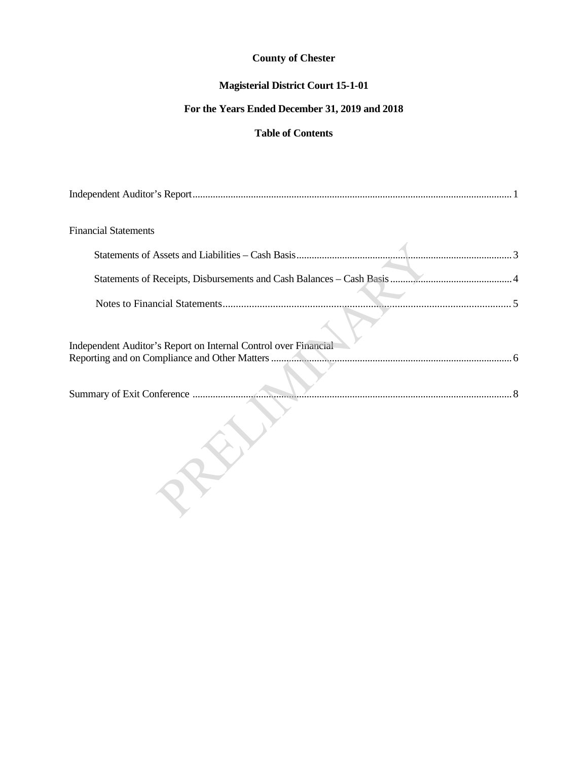**County of Chester**

**Magisterial District Court 15-1-01**

**For the Years Ended December 31, 2019 and 2018**

**Table of Contents**

| | |
|---|---|
| Independent Auditor's Report | 1 |
| Financial Statements | |
| Statements of Assets and Liabilities – Cash Basis | 3 |
| Statements of Receipts, Disbursements and Cash Balances – Cash Basis | 4 |
| Notes to Financial Statements | 5 |
| Independent Auditor's Report on Internal Control over Financial Reporting and on Compliance and Other Matters | 6 |
| Summary of Exit Conference | 8 |

PRELIMINARY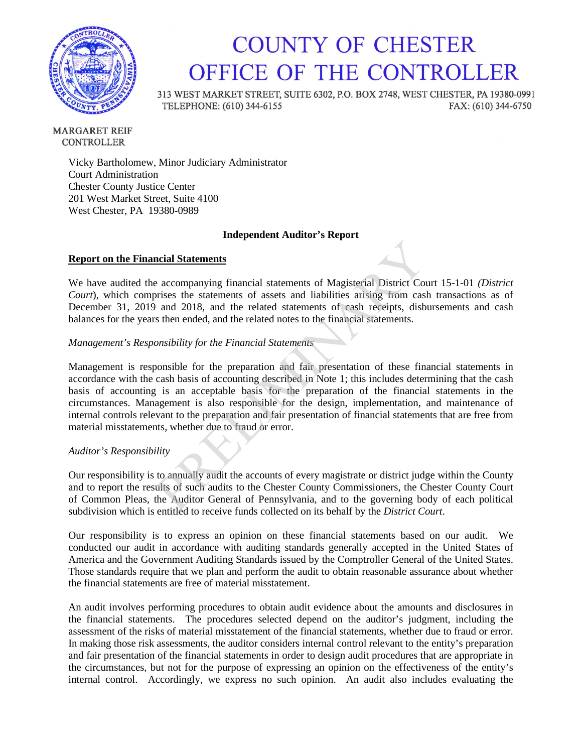# COUNTY OF CHESTER
# OFFICE OF THE CONTROLLER

313 WEST MARKET STREET, SUITE 6302, P.O. BOX 2748, WEST CHESTER, PA 19380-0991
TELEPHONE: (610) 344-6155 FAX: (610) 344-6750

MARGARET REIF
CONTROLLER

Vicky Bartholomew, Minor Judiciary Administrator
Court Administration
Chester County Justice Center
201 West Market Street, Suite 4100
West Chester, PA 19380-0989

**Independent Auditor's Report**

**Report on the Financial Statements**

We have audited the accompanying financial statements of Magisterial District Court 15-1-01 *(District Court*), which comprises the statements of assets and liabilities arising from cash transactions as of December 31, 2019 and 2018, and the related statements of cash receipts, disbursements and cash balances for the years then ended, and the related notes to the financial statements.

*Management's Responsibility for the Financial Statements*

Management is responsible for the preparation and fair presentation of these financial statements in accordance with the cash basis of accounting described in Note 1; this includes determining that the cash basis of accounting is an acceptable basis for the preparation of the financial statements in the circumstances. Management is also responsible for the design, implementation, and maintenance of internal controls relevant to the preparation and fair presentation of financial statements that are free from material misstatements, whether due to fraud or error.

*Auditor's Responsibility*

Our responsibility is to annually audit the accounts of every magistrate or district judge within the County and to report the results of such audits to the Chester County Commissioners, the Chester County Court of Common Pleas, the Auditor General of Pennsylvania, and to the governing body of each political subdivision which is entitled to receive funds collected on its behalf by the *District Court*.

Our responsibility is to express an opinion on these financial statements based on our audit. We conducted our audit in accordance with auditing standards generally accepted in the United States of America and the Government Auditing Standards issued by the Comptroller General of the United States. Those standards require that we plan and perform the audit to obtain reasonable assurance about whether the financial statements are free of material misstatement.

An audit involves performing procedures to obtain audit evidence about the amounts and disclosures in the financial statements. The procedures selected depend on the auditor's judgment, including the assessment of the risks of material misstatement of the financial statements, whether due to fraud or error. In making those risk assessments, the auditor considers internal control relevant to the entity's preparation and fair presentation of the financial statements in order to design audit procedures that are appropriate in the circumstances, but not for the purpose of expressing an opinion on the effectiveness of the entity's internal control. Accordingly, we express no such opinion. An audit also includes evaluating the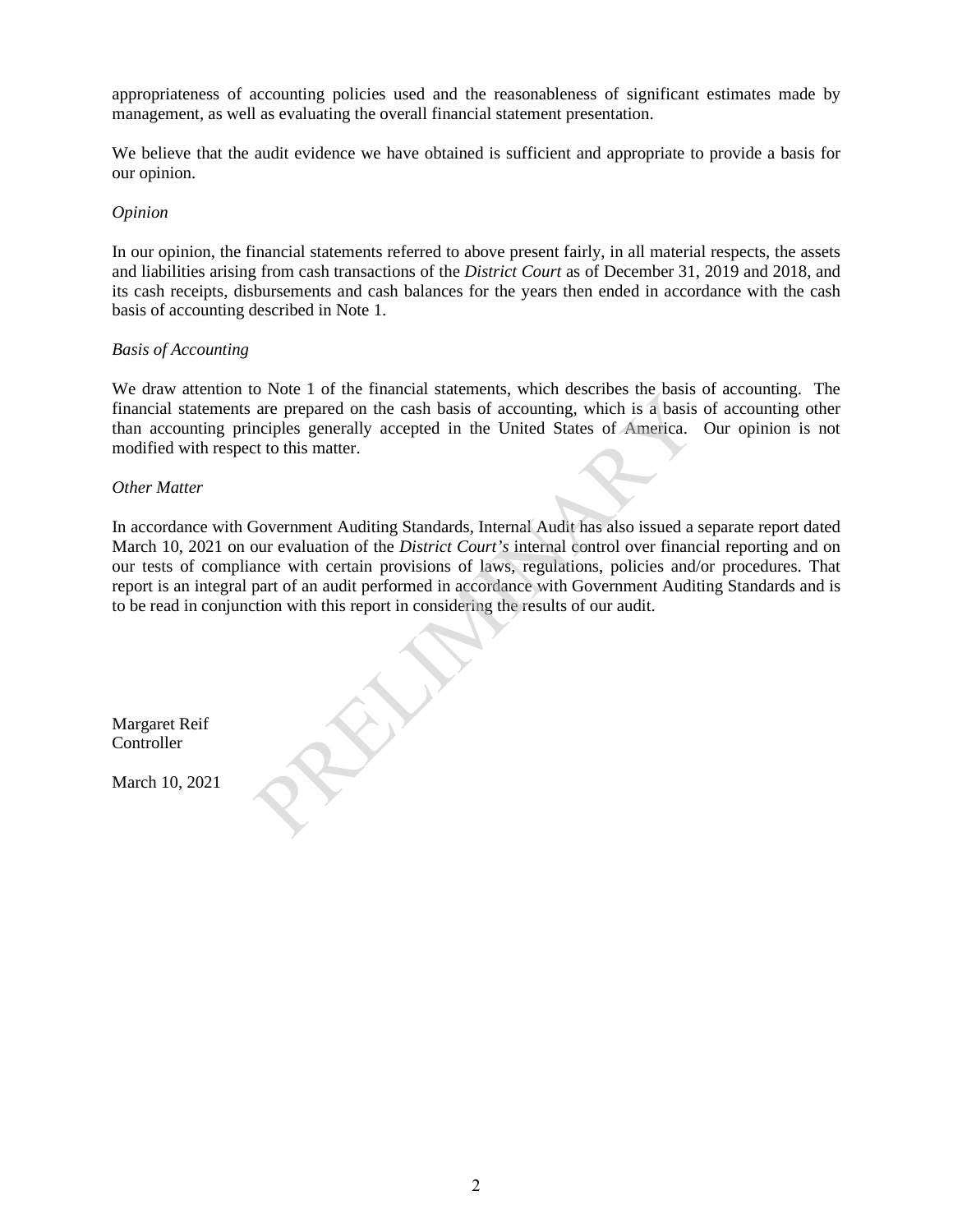appropriateness of accounting policies used and the reasonableness of significant estimates made by management, as well as evaluating the overall financial statement presentation.

We believe that the audit evidence we have obtained is sufficient and appropriate to provide a basis for our opinion.

*Opinion*

In our opinion, the financial statements referred to above present fairly, in all material respects, the assets and liabilities arising from cash transactions of the *District Court* as of December 31, 2019 and 2018, and its cash receipts, disbursements and cash balances for the years then ended in accordance with the cash basis of accounting described in Note 1.

*Basis of Accounting*

We draw attention to Note 1 of the financial statements, which describes the basis of accounting. The financial statements are prepared on the cash basis of accounting, which is a basis of accounting other than accounting principles generally accepted in the United States of America. Our opinion is not modified with respect to this matter.

*Other Matter*

In accordance with Government Auditing Standards, Internal Audit has also issued a separate report dated March 10, 2021 on our evaluation of the *District Court's* internal control over financial reporting and on our tests of compliance with certain provisions of laws, regulations, policies and/or procedures. That report is an integral part of an audit performed in accordance with Government Auditing Standards and is to be read in conjunction with this report in considering the results of our audit.

Margaret Reif
Controller

March 10, 2021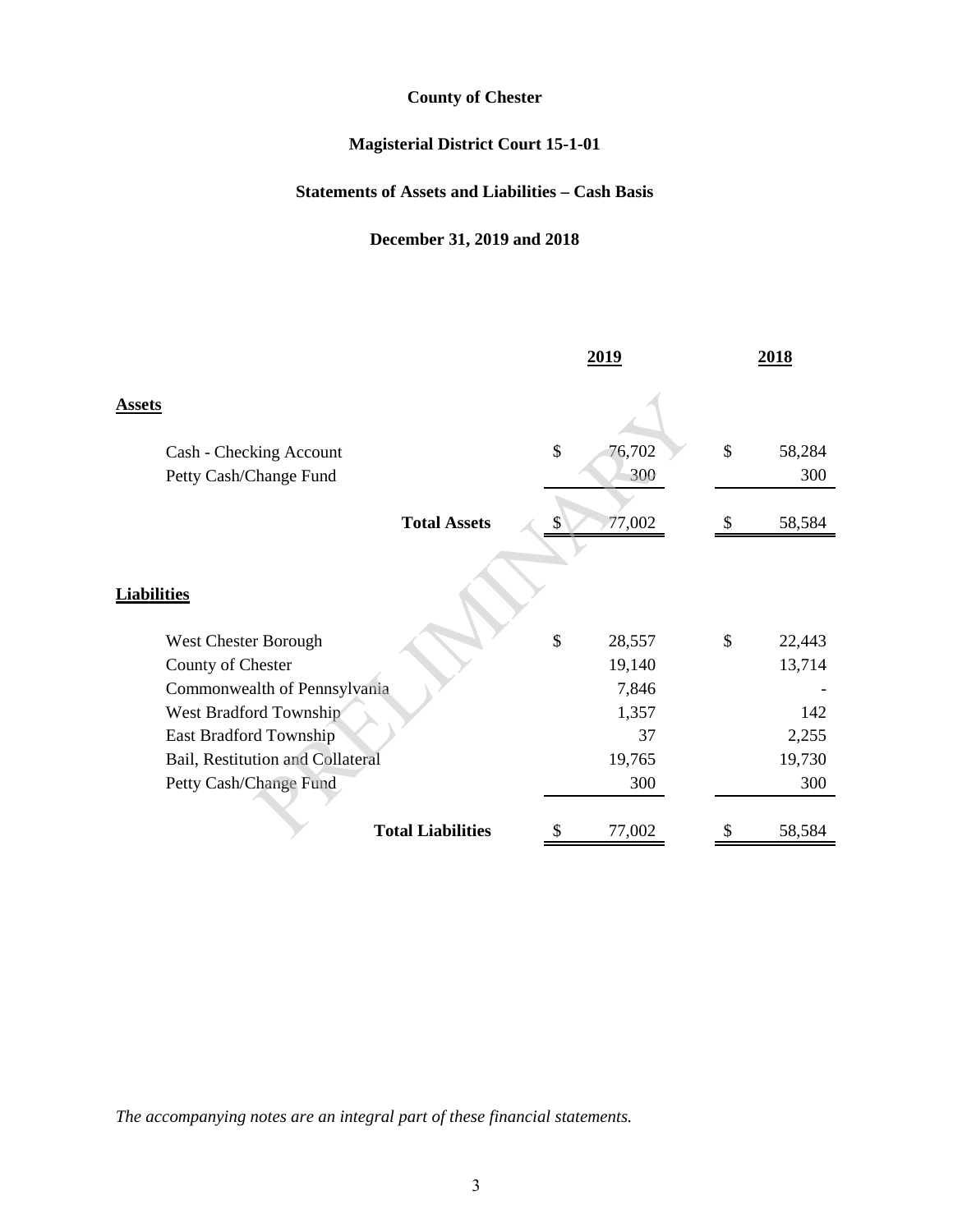**County of Chester**

**Magisterial District Court 15-1-01**

**Statements of Assets and Liabilities – Cash Basis**

**December 31, 2019 and 2018**

| | 2019 | 2018 |
|---|---|---|
| **Assets** | | |
| Cash - Checking Account | $ 76,702 | $ 58,284 |
| Petty Cash/Change Fund | 300 | 300 |
| **Total Assets** | $ 77,002 | $ 58,584 |
| **Liabilities** | | |
| West Chester Borough | $ 28,557 | $ 22,443 |
| County of Chester | 19,140 | 13,714 |
| Commonwealth of Pennsylvania | 7,846 | - |
| West Bradford Township | 1,357 | 142 |
| East Bradford Township | 37 | 2,255 |
| Bail, Restitution and Collateral | 19,765 | 19,730 |
| Petty Cash/Change Fund | 300 | 300 |
| **Total Liabilities** | $ 77,002 | $ 58,584 |

*The accompanying notes are an integral part of these financial statements.*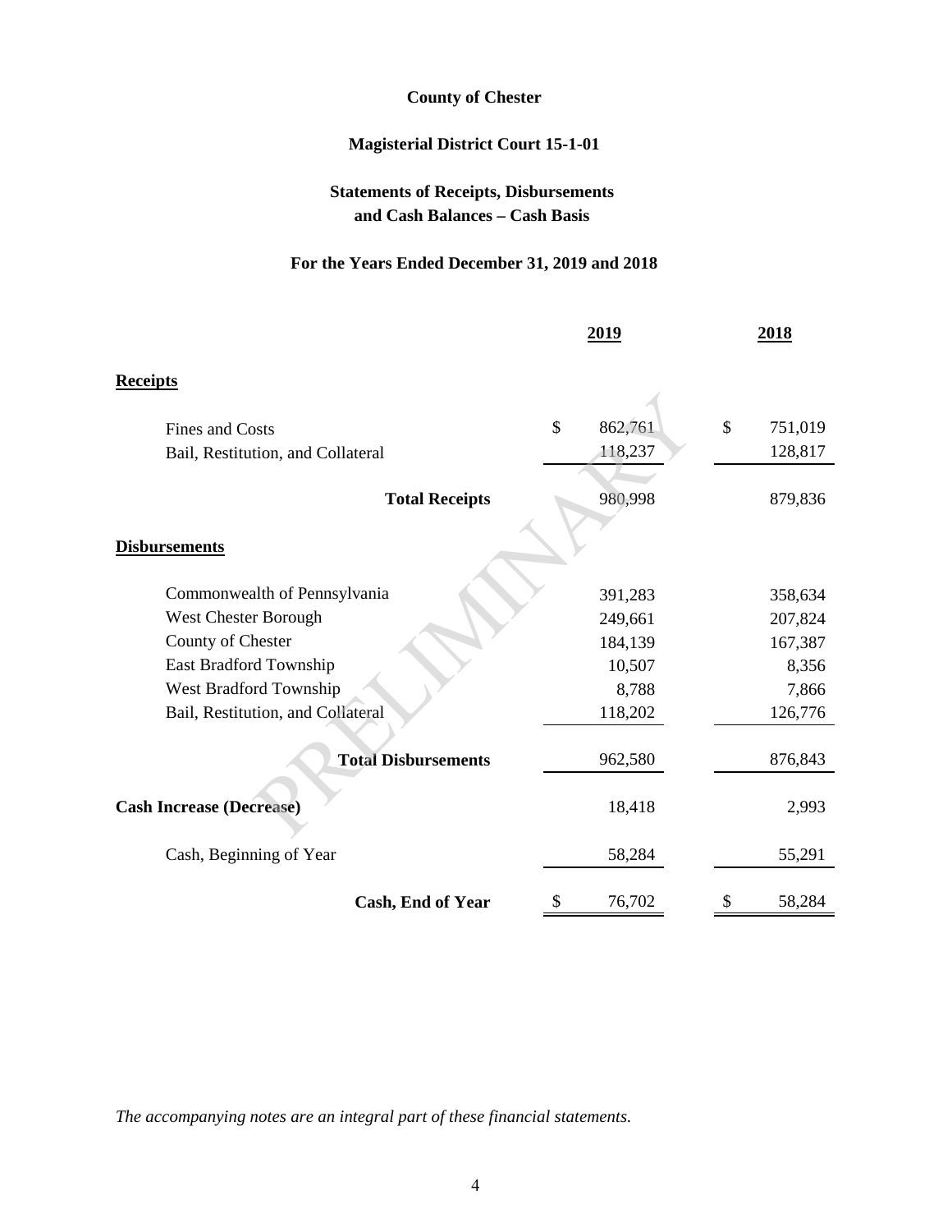**County of Chester**

**Magisterial District Court 15-1-01**

**Statements of Receipts, Disbursements and Cash Balances – Cash Basis**

**For the Years Ended December 31, 2019 and 2018**

| | 2019 | 2018 |
|---|---|---|
| **Receipts** | | |
| Fines and Costs | $ 862,761 | $ 751,019 |
| Bail, Restitution, and Collateral | 118,237 | 128,817 |
| **Total Receipts** | 980,998 | 879,836 |
| **Disbursements** | | |
| Commonwealth of Pennsylvania | 391,283 | 358,634 |
| West Chester Borough | 249,661 | 207,824 |
| County of Chester | 184,139 | 167,387 |
| East Bradford Township | 10,507 | 8,356 |
| West Bradford Township | 8,788 | 7,866 |
| Bail, Restitution, and Collateral | 118,202 | 126,776 |
| **Total Disbursements** | 962,580 | 876,843 |
| **Cash Increase (Decrease)** | 18,418 | 2,993 |
| Cash, Beginning of Year | 58,284 | 55,291 |
| **Cash, End of Year** | $ 76,702 | $ 58,284 |

*The accompanying notes are an integral part of these financial statements.*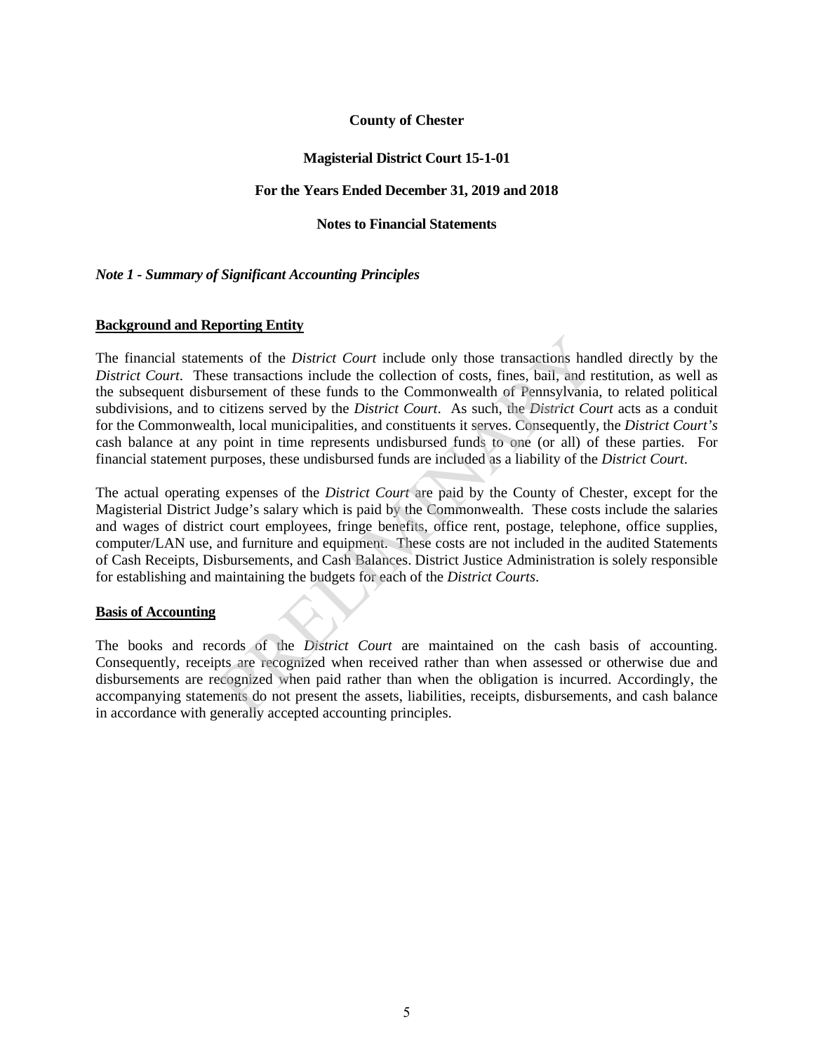**County of Chester**

**Magisterial District Court 15-1-01**

**For the Years Ended December 31, 2019 and 2018**

**Notes to Financial Statements**

***Note 1 - Summary of Significant Accounting Principles***

**Background and Reporting Entity**

The financial statements of the *District Court* include only those transactions handled directly by the *District Court*. These transactions include the collection of costs, fines, bail, and restitution, as well as the subsequent disbursement of these funds to the Commonwealth of Pennsylvania, to related political subdivisions, and to citizens served by the *District Court*. As such, the *District Court* acts as a conduit for the Commonwealth, local municipalities, and constituents it serves. Consequently, the *District Court's* cash balance at any point in time represents undisbursed funds to one (or all) of these parties. For financial statement purposes, these undisbursed funds are included as a liability of the *District Court*.

The actual operating expenses of the *District Court* are paid by the County of Chester, except for the Magisterial District Judge's salary which is paid by the Commonwealth. These costs include the salaries and wages of district court employees, fringe benefits, office rent, postage, telephone, office supplies, computer/LAN use, and furniture and equipment. These costs are not included in the audited Statements of Cash Receipts, Disbursements, and Cash Balances. District Justice Administration is solely responsible for establishing and maintaining the budgets for each of the *District Courts*.

**Basis of Accounting**

The books and records of the *District Court* are maintained on the cash basis of accounting. Consequently, receipts are recognized when received rather than when assessed or otherwise due and disbursements are recognized when paid rather than when the obligation is incurred. Accordingly, the accompanying statements do not present the assets, liabilities, receipts, disbursements, and cash balance in accordance with generally accepted accounting principles.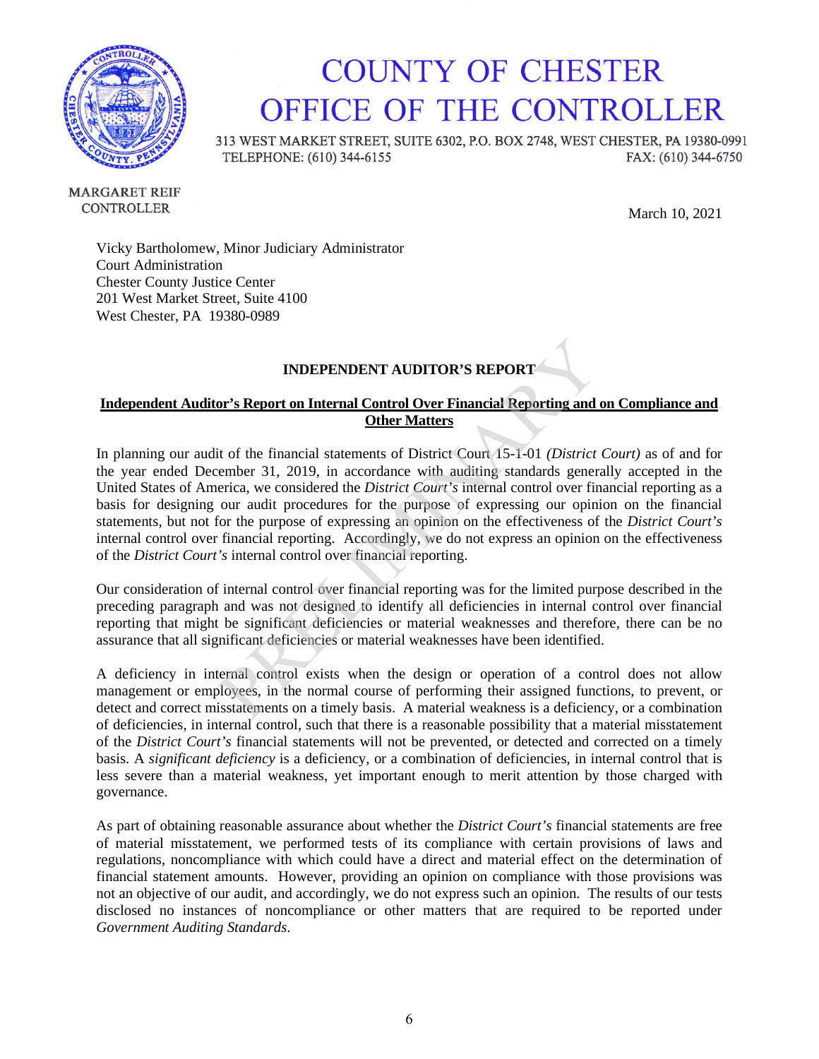# COUNTY OF CHESTER
# OFFICE OF THE CONTROLLER

313 WEST MARKET STREET, SUITE 6302, P.O. BOX 2748, WEST CHESTER, PA 19380-0991
TELEPHONE: (610) 344-6155 FAX: (610) 344-6750

MARGARET REIF
CONTROLLER

March 10, 2021

Vicky Bartholomew, Minor Judiciary Administrator
Court Administration
Chester County Justice Center
201 West Market Street, Suite 4100
West Chester, PA 19380-0989

**INDEPENDENT AUDITOR'S REPORT**

**Independent Auditor's Report on Internal Control Over Financial Reporting and on Compliance and Other Matters**

In planning our audit of the financial statements of District Court 15-1-01 *(District Court)* as of and for the year ended December 31, 2019, in accordance with auditing standards generally accepted in the United States of America, we considered the *District Court's* internal control over financial reporting as a basis for designing our audit procedures for the purpose of expressing our opinion on the financial statements, but not for the purpose of expressing an opinion on the effectiveness of the *District Court's* internal control over financial reporting. Accordingly, we do not express an opinion on the effectiveness of the *District Court's* internal control over financial reporting.

Our consideration of internal control over financial reporting was for the limited purpose described in the preceding paragraph and was not designed to identify all deficiencies in internal control over financial reporting that might be significant deficiencies or material weaknesses and therefore, there can be no assurance that all significant deficiencies or material weaknesses have been identified.

A deficiency in internal control exists when the design or operation of a control does not allow management or employees, in the normal course of performing their assigned functions, to prevent, or detect and correct misstatements on a timely basis. A material weakness is a deficiency, or a combination of deficiencies, in internal control, such that there is a reasonable possibility that a material misstatement of the *District Court's* financial statements will not be prevented, or detected and corrected on a timely basis. A *significant deficiency* is a deficiency, or a combination of deficiencies, in internal control that is less severe than a material weakness, yet important enough to merit attention by those charged with governance.

As part of obtaining reasonable assurance about whether the *District Court's* financial statements are free of material misstatement, we performed tests of its compliance with certain provisions of laws and regulations, noncompliance with which could have a direct and material effect on the determination of financial statement amounts. However, providing an opinion on compliance with those provisions was not an objective of our audit, and accordingly, we do not express such an opinion. The results of our tests disclosed no instances of noncompliance or other matters that are required to be reported under *Government Auditing Standards*.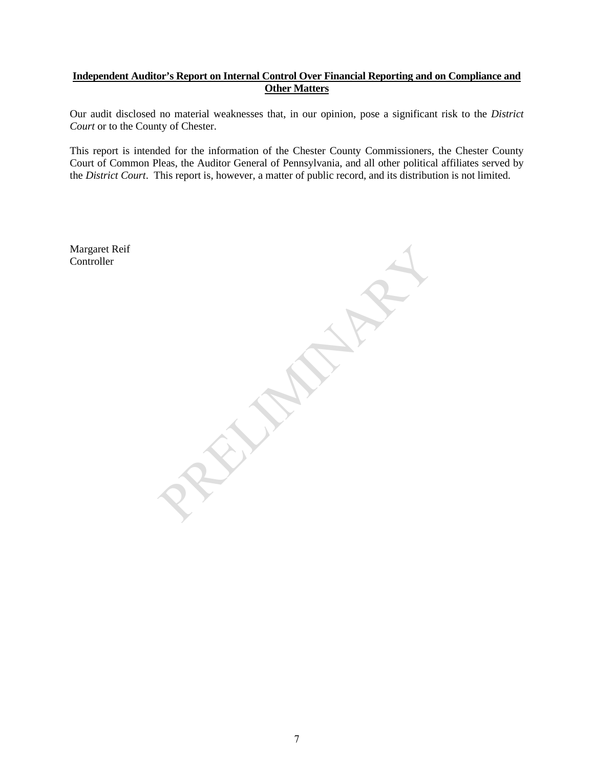**Independent Auditor's Report on Internal Control Over Financial Reporting and on Compliance and Other Matters**

Our audit disclosed no material weaknesses that, in our opinion, pose a significant risk to the *District Court* or to the County of Chester.

This report is intended for the information of the Chester County Commissioners, the Chester County Court of Common Pleas, the Auditor General of Pennsylvania, and all other political affiliates served by the *District Court*. This report is, however, a matter of public record, and its distribution is not limited.

Margaret Reif
Controller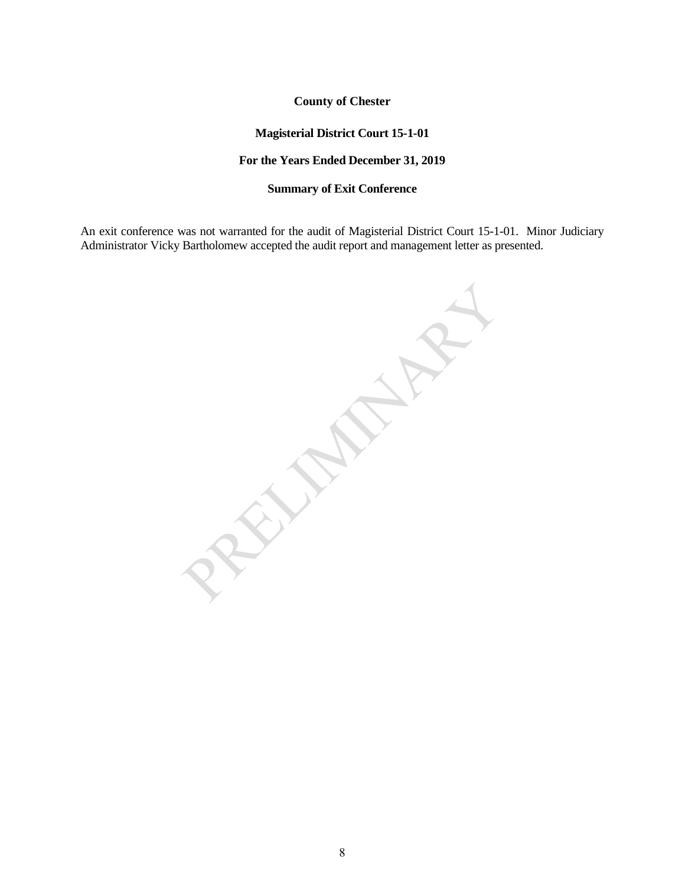**County of Chester**

**Magisterial District Court 15-1-01**

**For the Years Ended December 31, 2019**

**Summary of Exit Conference**

An exit conference was not warranted for the audit of Magisterial District Court 15-1-01. Minor Judiciary Administrator Vicky Bartholomew accepted the audit report and management letter as presented.